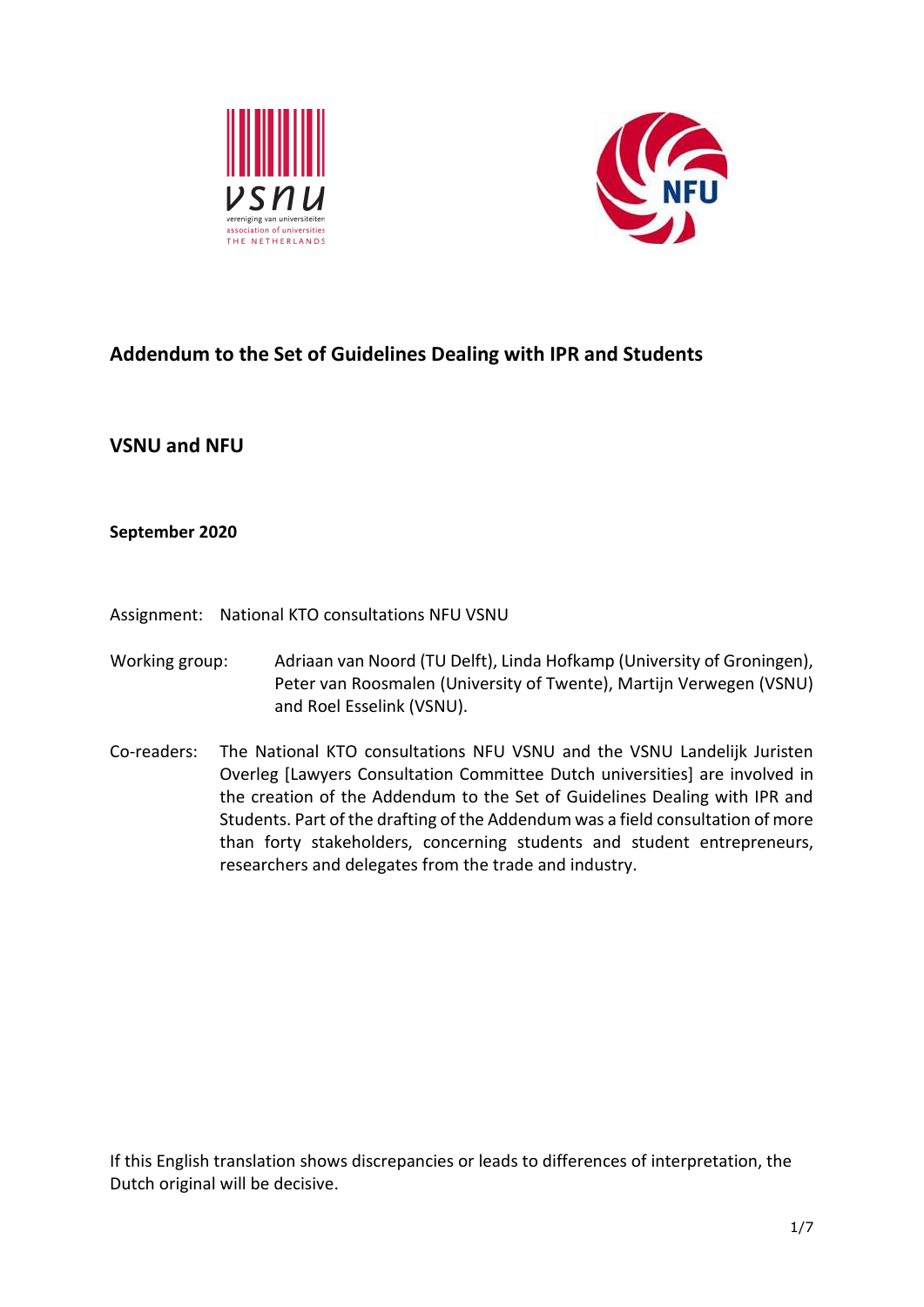# Addendum to the Set of Guidelines Dealing with IPR and Students

## VSNU and NFU

**September 2020**

Assignment: National KTO consultations NFU VSNU

Working group: Adriaan van Noord (TU Delft), Linda Hofkamp (University of Groningen), Peter van Roosmalen (University of Twente), Martijn Verwegen (VSNU) and Roel Esselink (VSNU).

Co-readers: The National KTO consultations NFU VSNU and the VSNU Landelijk Juristen Overleg [Lawyers Consultation Committee Dutch universities] are involved in the creation of the Addendum to the Set of Guidelines Dealing with IPR and Students. Part of the drafting of the Addendum was a field consultation of more than forty stakeholders, concerning students and student entrepreneurs, researchers and delegates from the trade and industry.

If this English translation shows discrepancies or leads to differences of interpretation, the Dutch original will be decisive.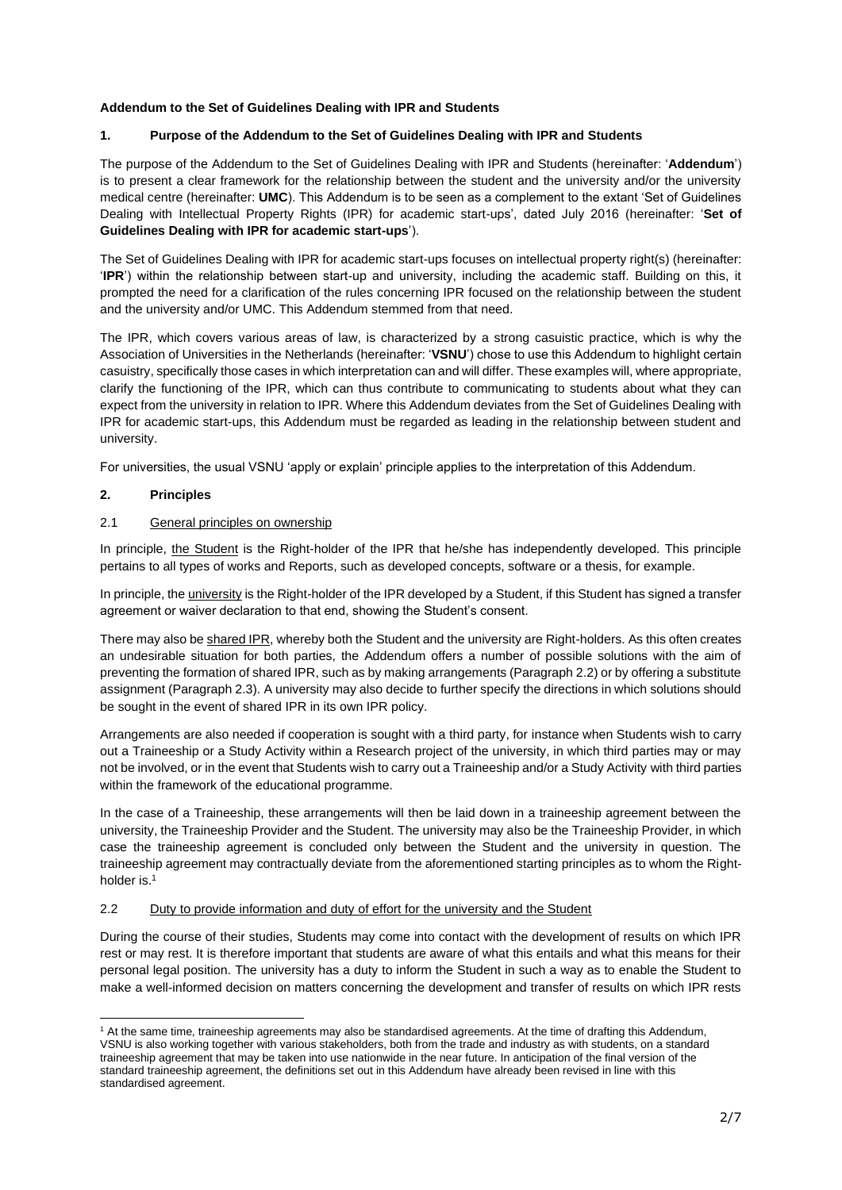**Addendum to the Set of Guidelines Dealing with IPR and Students**

## 1. Purpose of the Addendum to the Set of Guidelines Dealing with IPR and Students

The purpose of the Addendum to the Set of Guidelines Dealing with IPR and Students (hereinafter: '**Addendum**') is to present a clear framework for the relationship between the student and the university and/or the university medical centre (hereinafter: **UMC**). This Addendum is to be seen as a complement to the extant 'Set of Guidelines Dealing with Intellectual Property Rights (IPR) for academic start-ups', dated July 2016 (hereinafter: '**Set of Guidelines Dealing with IPR for academic start-ups**').

The Set of Guidelines Dealing with IPR for academic start-ups focuses on intellectual property right(s) (hereinafter: '**IPR**') within the relationship between start-up and university, including the academic staff. Building on this, it prompted the need for a clarification of the rules concerning IPR focused on the relationship between the student and the university and/or UMC. This Addendum stemmed from that need.

The IPR, which covers various areas of law, is characterized by a strong casuistic practice, which is why the Association of Universities in the Netherlands (hereinafter: '**VSNU**') chose to use this Addendum to highlight certain casuistry, specifically those cases in which interpretation can and will differ. These examples will, where appropriate, clarify the functioning of the IPR, which can thus contribute to communicating to students about what they can expect from the university in relation to IPR. Where this Addendum deviates from the Set of Guidelines Dealing with IPR for academic start-ups, this Addendum must be regarded as leading in the relationship between student and university.

For universities, the usual VSNU 'apply or explain' principle applies to the interpretation of this Addendum.

## 2. Principles

### 2.1 General principles on ownership

In principle, the Student is the Right-holder of the IPR that he/she has independently developed. This principle pertains to all types of works and Reports, such as developed concepts, software or a thesis, for example.

In principle, the university is the Right-holder of the IPR developed by a Student, if this Student has signed a transfer agreement or waiver declaration to that end, showing the Student's consent.

There may also be shared IPR, whereby both the Student and the university are Right-holders. As this often creates an undesirable situation for both parties, the Addendum offers a number of possible solutions with the aim of preventing the formation of shared IPR, such as by making arrangements (Paragraph 2.2) or by offering a substitute assignment (Paragraph 2.3). A university may also decide to further specify the directions in which solutions should be sought in the event of shared IPR in its own IPR policy.

Arrangements are also needed if cooperation is sought with a third party, for instance when Students wish to carry out a Traineeship or a Study Activity within a Research project of the university, in which third parties may or may not be involved, or in the event that Students wish to carry out a Traineeship and/or a Study Activity with third parties within the framework of the educational programme.

In the case of a Traineeship, these arrangements will then be laid down in a traineeship agreement between the university, the Traineeship Provider and the Student. The university may also be the Traineeship Provider, in which case the traineeship agreement is concluded only between the Student and the university in question. The traineeship agreement may contractually deviate from the aforementioned starting principles as to whom the Right-holder is.[1]

### 2.2 Duty to provide information and duty of effort for the university and the Student

During the course of their studies, Students may come into contact with the development of results on which IPR rest or may rest. It is therefore important that students are aware of what this entails and what this means for their personal legal position. The university has a duty to inform the Student in such a way as to enable the Student to make a well-informed decision on matters concerning the development and transfer of results on which IPR rests

---

[1] At the same time, traineeship agreements may also be standardised agreements. At the time of drafting this Addendum, VSNU is also working together with various stakeholders, both from the trade and industry as with students, on a standard traineeship agreement that may be taken into use nationwide in the near future. In anticipation of the final version of the standard traineeship agreement, the definitions set out in this Addendum have already been revised in line with this standardised agreement.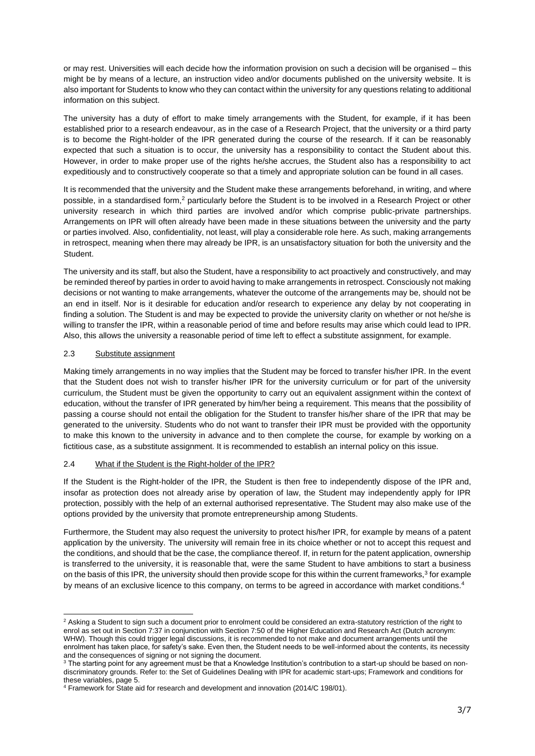or may rest. Universities will each decide how the information provision on such a decision will be organised – this might be by means of a lecture, an instruction video and/or documents published on the university website. It is also important for Students to know who they can contact within the university for any questions relating to additional information on this subject.

The university has a duty of effort to make timely arrangements with the Student, for example, if it has been established prior to a research endeavour, as in the case of a Research Project, that the university or a third party is to become the Right-holder of the IPR generated during the course of the research. If it can be reasonably expected that such a situation is to occur, the university has a responsibility to contact the Student about this. However, in order to make proper use of the rights he/she accrues, the Student also has a responsibility to act expeditiously and to constructively cooperate so that a timely and appropriate solution can be found in all cases.

It is recommended that the university and the Student make these arrangements beforehand, in writing, and where possible, in a standardised form,[2] particularly before the Student is to be involved in a Research Project or other university research in which third parties are involved and/or which comprise public-private partnerships. Arrangements on IPR will often already have been made in these situations between the university and the party or parties involved. Also, confidentiality, not least, will play a considerable role here. As such, making arrangements in retrospect, meaning when there may already be IPR, is an unsatisfactory situation for both the university and the Student.

The university and its staff, but also the Student, have a responsibility to act proactively and constructively, and may be reminded thereof by parties in order to avoid having to make arrangements in retrospect. Consciously not making decisions or not wanting to make arrangements, whatever the outcome of the arrangements may be, should not be an end in itself. Nor is it desirable for education and/or research to experience any delay by not cooperating in finding a solution. The Student is and may be expected to provide the university clarity on whether or not he/she is willing to transfer the IPR, within a reasonable period of time and before results may arise which could lead to IPR. Also, this allows the university a reasonable period of time left to effect a substitute assignment, for example.

### 2.3 Substitute assignment

Making timely arrangements in no way implies that the Student may be forced to transfer his/her IPR. In the event that the Student does not wish to transfer his/her IPR for the university curriculum or for part of the university curriculum, the Student must be given the opportunity to carry out an equivalent assignment within the context of education, without the transfer of IPR generated by him/her being a requirement. This means that the possibility of passing a course should not entail the obligation for the Student to transfer his/her share of the IPR that may be generated to the university. Students who do not want to transfer their IPR must be provided with the opportunity to make this known to the university in advance and to then complete the course, for example by working on a fictitious case, as a substitute assignment. It is recommended to establish an internal policy on this issue.

### 2.4 What if the Student is the Right-holder of the IPR?

If the Student is the Right-holder of the IPR, the Student is then free to independently dispose of the IPR and, insofar as protection does not already arise by operation of law, the Student may independently apply for IPR protection, possibly with the help of an external authorised representative. The Student may also make use of the options provided by the university that promote entrepreneurship among Students.

Furthermore, the Student may also request the university to protect his/her IPR, for example by means of a patent application by the university. The university will remain free in its choice whether or not to accept this request and the conditions, and should that be the case, the compliance thereof. If, in return for the patent application, ownership is transferred to the university, it is reasonable that, were the same Student to have ambitions to start a business on the basis of this IPR, the university should then provide scope for this within the current frameworks,[3] for example by means of an exclusive licence to this company, on terms to be agreed in accordance with market conditions.[4]

---

[2] Asking a Student to sign such a document prior to enrolment could be considered an extra-statutory restriction of the right to enrol as set out in Section 7:37 in conjunction with Section 7:50 of the Higher Education and Research Act (Dutch acronym: WHW). Though this could trigger legal discussions, it is recommended to not make and document arrangements until the enrolment has taken place, for safety's sake. Even then, the Student needs to be well-informed about the contents, its necessity and the consequences of signing or not signing the document.

[3] The starting point for any agreement must be that a Knowledge Institution's contribution to a start-up should be based on non-discriminatory grounds. Refer to: the Set of Guidelines Dealing with IPR for academic start-ups; Framework and conditions for these variables, page 5.

[4] Framework for State aid for research and development and innovation (2014/C 198/01).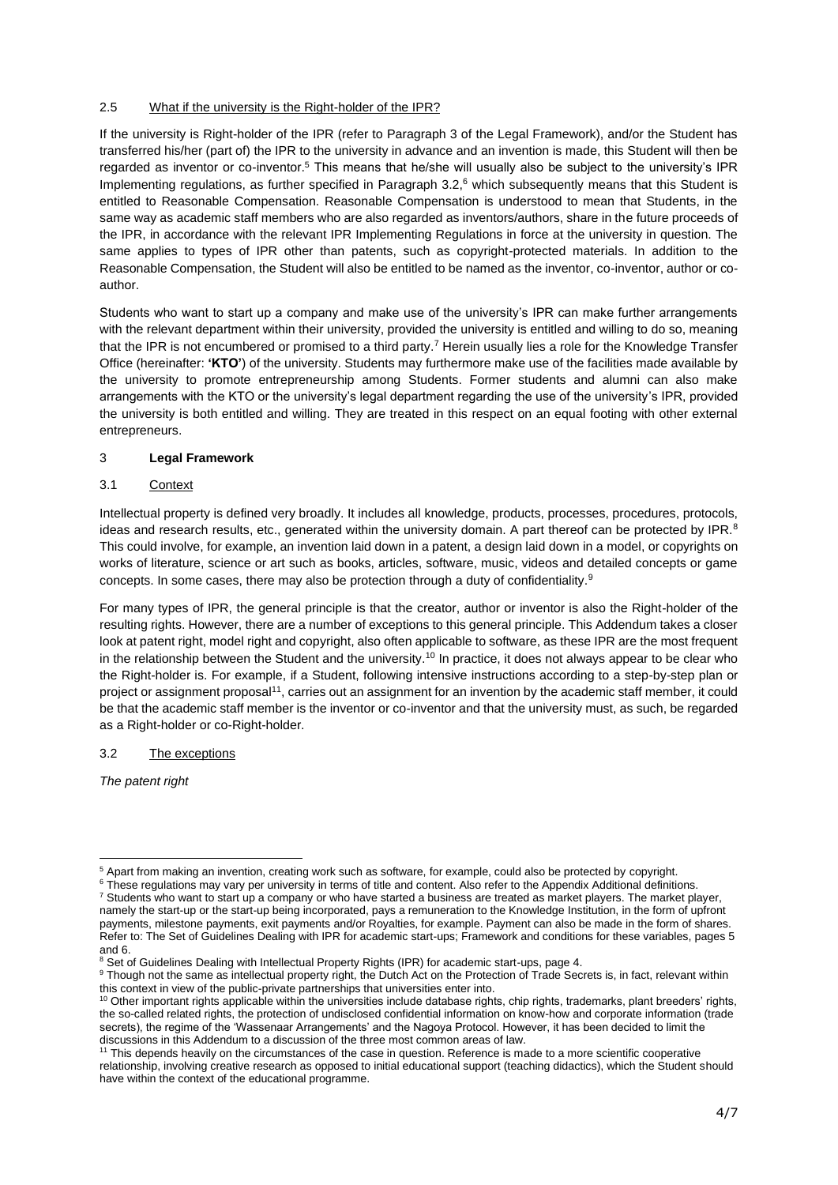### 2.5 What if the university is the Right-holder of the IPR?

If the university is Right-holder of the IPR (refer to Paragraph 3 of the Legal Framework), and/or the Student has transferred his/her (part of) the IPR to the university in advance and an invention is made, this Student will then be regarded as inventor or co-inventor.[5] This means that he/she will usually also be subject to the university's IPR Implementing regulations, as further specified in Paragraph 3.2,[6] which subsequently means that this Student is entitled to Reasonable Compensation. Reasonable Compensation is understood to mean that Students, in the same way as academic staff members who are also regarded as inventors/authors, share in the future proceeds of the IPR, in accordance with the relevant IPR Implementing Regulations in force at the university in question. The same applies to types of IPR other than patents, such as copyright-protected materials. In addition to the Reasonable Compensation, the Student will also be entitled to be named as the inventor, co-inventor, author or co-author.

Students who want to start up a company and make use of the university's IPR can make further arrangements with the relevant department within their university, provided the university is entitled and willing to do so, meaning that the IPR is not encumbered or promised to a third party.[7] Herein usually lies a role for the Knowledge Transfer Office (hereinafter: **'KTO'**) of the university. Students may furthermore make use of the facilities made available by the university to promote entrepreneurship among Students. Former students and alumni can also make arrangements with the KTO or the university's legal department regarding the use of the university's IPR, provided the university is both entitled and willing. They are treated in this respect on an equal footing with other external entrepreneurs.

## 3 Legal Framework

### 3.1 Context

Intellectual property is defined very broadly. It includes all knowledge, products, processes, procedures, protocols, ideas and research results, etc., generated within the university domain. A part thereof can be protected by IPR.[8] This could involve, for example, an invention laid down in a patent, a design laid down in a model, or copyrights on works of literature, science or art such as books, articles, software, music, videos and detailed concepts or game concepts. In some cases, there may also be protection through a duty of confidentiality.[9]

For many types of IPR, the general principle is that the creator, author or inventor is also the Right-holder of the resulting rights. However, there are a number of exceptions to this general principle. This Addendum takes a closer look at patent right, model right and copyright, also often applicable to software, as these IPR are the most frequent in the relationship between the Student and the university.[10] In practice, it does not always appear to be clear who the Right-holder is. For example, if a Student, following intensive instructions according to a step-by-step plan or project or assignment proposal[11], carries out an assignment for an invention by the academic staff member, it could be that the academic staff member is the inventor or co-inventor and that the university must, as such, be regarded as a Right-holder or co-Right-holder.

### 3.2 The exceptions

*The patent right*

---

[5] Apart from making an invention, creating work such as software, for example, could also be protected by copyright.

[6] These regulations may vary per university in terms of title and content. Also refer to the Appendix Additional definitions.

[7] Students who want to start up a company or who have started a business are treated as market players. The market player, namely the start-up or the start-up being incorporated, pays a remuneration to the Knowledge Institution, in the form of upfront payments, milestone payments, exit payments and/or Royalties, for example. Payment can also be made in the form of shares. Refer to: The Set of Guidelines Dealing with IPR for academic start-ups; Framework and conditions for these variables, pages 5 and 6.

[8] Set of Guidelines Dealing with Intellectual Property Rights (IPR) for academic start-ups, page 4.

[9] Though not the same as intellectual property right, the Dutch Act on the Protection of Trade Secrets is, in fact, relevant within this context in view of the public-private partnerships that universities enter into.

[10] Other important rights applicable within the universities include database rights, chip rights, trademarks, plant breeders' rights, the so-called related rights, the protection of undisclosed confidential information on know-how and corporate information (trade secrets), the regime of the 'Wassenaar Arrangements' and the Nagoya Protocol. However, it has been decided to limit the discussions in this Addendum to a discussion of the three most common areas of law.

[11] This depends heavily on the circumstances of the case in question. Reference is made to a more scientific cooperative relationship, involving creative research as opposed to initial educational support (teaching didactics), which the Student should have within the context of the educational programme.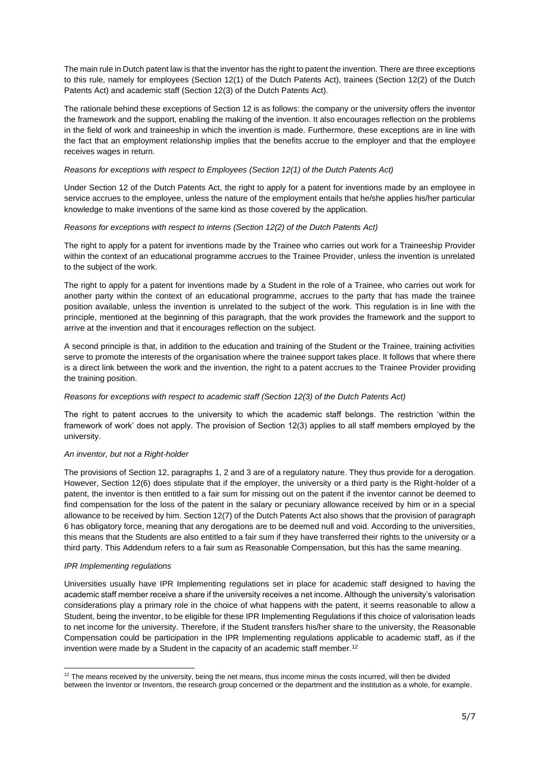The main rule in Dutch patent law is that the inventor has the right to patent the invention. There are three exceptions to this rule, namely for employees (Section 12(1) of the Dutch Patents Act), trainees (Section 12(2) of the Dutch Patents Act) and academic staff (Section 12(3) of the Dutch Patents Act).

The rationale behind these exceptions of Section 12 is as follows: the company or the university offers the inventor the framework and the support, enabling the making of the invention. It also encourages reflection on the problems in the field of work and traineeship in which the invention is made. Furthermore, these exceptions are in line with the fact that an employment relationship implies that the benefits accrue to the employer and that the employee receives wages in return.

*Reasons for exceptions with respect to Employees (Section 12(1) of the Dutch Patents Act)*

Under Section 12 of the Dutch Patents Act, the right to apply for a patent for inventions made by an employee in service accrues to the employee, unless the nature of the employment entails that he/she applies his/her particular knowledge to make inventions of the same kind as those covered by the application.

*Reasons for exceptions with respect to interns (Section 12(2) of the Dutch Patents Act)*

The right to apply for a patent for inventions made by the Trainee who carries out work for a Traineeship Provider within the context of an educational programme accrues to the Trainee Provider, unless the invention is unrelated to the subject of the work.

The right to apply for a patent for inventions made by a Student in the role of a Trainee, who carries out work for another party within the context of an educational programme, accrues to the party that has made the trainee position available, unless the invention is unrelated to the subject of the work. This regulation is in line with the principle, mentioned at the beginning of this paragraph, that the work provides the framework and the support to arrive at the invention and that it encourages reflection on the subject.

A second principle is that, in addition to the education and training of the Student or the Trainee, training activities serve to promote the interests of the organisation where the trainee support takes place. It follows that where there is a direct link between the work and the invention, the right to a patent accrues to the Trainee Provider providing the training position.

*Reasons for exceptions with respect to academic staff (Section 12(3) of the Dutch Patents Act)*

The right to patent accrues to the university to which the academic staff belongs. The restriction 'within the framework of work' does not apply. The provision of Section 12(3) applies to all staff members employed by the university.

*An inventor, but not a Right-holder*

The provisions of Section 12, paragraphs 1, 2 and 3 are of a regulatory nature. They thus provide for a derogation. However, Section 12(6) does stipulate that if the employer, the university or a third party is the Right-holder of a patent, the inventor is then entitled to a fair sum for missing out on the patent if the inventor cannot be deemed to find compensation for the loss of the patent in the salary or pecuniary allowance received by him or in a special allowance to be received by him. Section 12(7) of the Dutch Patents Act also shows that the provision of paragraph 6 has obligatory force, meaning that any derogations are to be deemed null and void. According to the universities, this means that the Students are also entitled to a fair sum if they have transferred their rights to the university or a third party. This Addendum refers to a fair sum as Reasonable Compensation, but this has the same meaning.

*IPR Implementing regulations*

Universities usually have IPR Implementing regulations set in place for academic staff designed to having the academic staff member receive a share if the university receives a net income. Although the university's valorisation considerations play a primary role in the choice of what happens with the patent, it seems reasonable to allow a Student, being the inventor, to be eligible for these IPR Implementing Regulations if this choice of valorisation leads to net income for the university. Therefore, if the Student transfers his/her share to the university, the Reasonable Compensation could be participation in the IPR Implementing regulations applicable to academic staff, as if the invention were made by a Student in the capacity of an academic staff member.[12]

[12] The means received by the university, being the net means, thus income minus the costs incurred, will then be divided between the Inventor or Inventors, the research group concerned or the department and the institution as a whole, for example.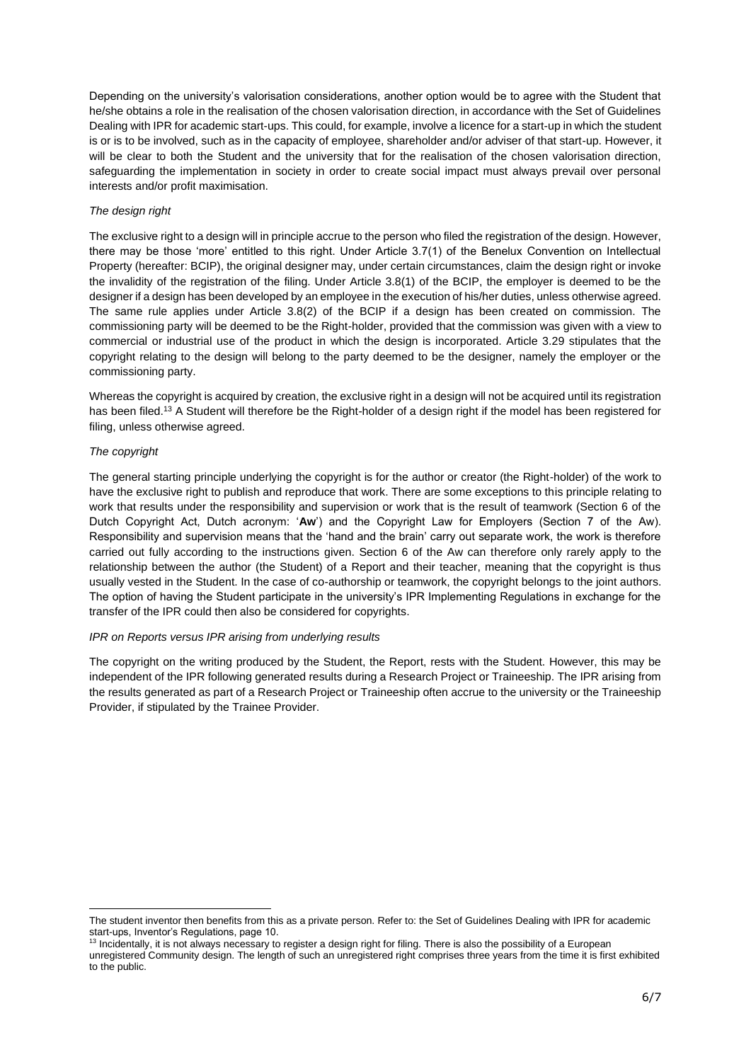Depending on the university's valorisation considerations, another option would be to agree with the Student that he/she obtains a role in the realisation of the chosen valorisation direction, in accordance with the Set of Guidelines Dealing with IPR for academic start-ups. This could, for example, involve a licence for a start-up in which the student is or is to be involved, such as in the capacity of employee, shareholder and/or adviser of that start-up. However, it will be clear to both the Student and the university that for the realisation of the chosen valorisation direction, safeguarding the implementation in society in order to create social impact must always prevail over personal interests and/or profit maximisation.

*The design right*

The exclusive right to a design will in principle accrue to the person who filed the registration of the design. However, there may be those 'more' entitled to this right. Under Article 3.7(1) of the Benelux Convention on Intellectual Property (hereafter: BCIP), the original designer may, under certain circumstances, claim the design right or invoke the invalidity of the registration of the filing. Under Article 3.8(1) of the BCIP, the employer is deemed to be the designer if a design has been developed by an employee in the execution of his/her duties, unless otherwise agreed. The same rule applies under Article 3.8(2) of the BCIP if a design has been created on commission. The commissioning party will be deemed to be the Right-holder, provided that the commission was given with a view to commercial or industrial use of the product in which the design is incorporated. Article 3.29 stipulates that the copyright relating to the design will belong to the party deemed to be the designer, namely the employer or the commissioning party.

Whereas the copyright is acquired by creation, the exclusive right in a design will not be acquired until its registration has been filed.[13] A Student will therefore be the Right-holder of a design right if the model has been registered for filing, unless otherwise agreed.

*The copyright*

The general starting principle underlying the copyright is for the author or creator (the Right-holder) of the work to have the exclusive right to publish and reproduce that work. There are some exceptions to this principle relating to work that results under the responsibility and supervision or work that is the result of teamwork (Section 6 of the Dutch Copyright Act, Dutch acronym: '**Aw**') and the Copyright Law for Employers (Section 7 of the Aw). Responsibility and supervision means that the 'hand and the brain' carry out separate work, the work is therefore carried out fully according to the instructions given. Section 6 of the Aw can therefore only rarely apply to the relationship between the author (the Student) of a Report and their teacher, meaning that the copyright is thus usually vested in the Student. In the case of co-authorship or teamwork, the copyright belongs to the joint authors. The option of having the Student participate in the university's IPR Implementing Regulations in exchange for the transfer of the IPR could then also be considered for copyrights.

*IPR on Reports versus IPR arising from underlying results*

The copyright on the writing produced by the Student, the Report, rests with the Student. However, this may be independent of the IPR following generated results during a Research Project or Traineeship. The IPR arising from the results generated as part of a Research Project or Traineeship often accrue to the university or the Traineeship Provider, if stipulated by the Trainee Provider.

---

The student inventor then benefits from this as a private person. Refer to: the Set of Guidelines Dealing with IPR for academic start-ups, Inventor's Regulations, page 10.

[13] Incidentally, it is not always necessary to register a design right for filing. There is also the possibility of a European unregistered Community design. The length of such an unregistered right comprises three years from the time it is first exhibited to the public.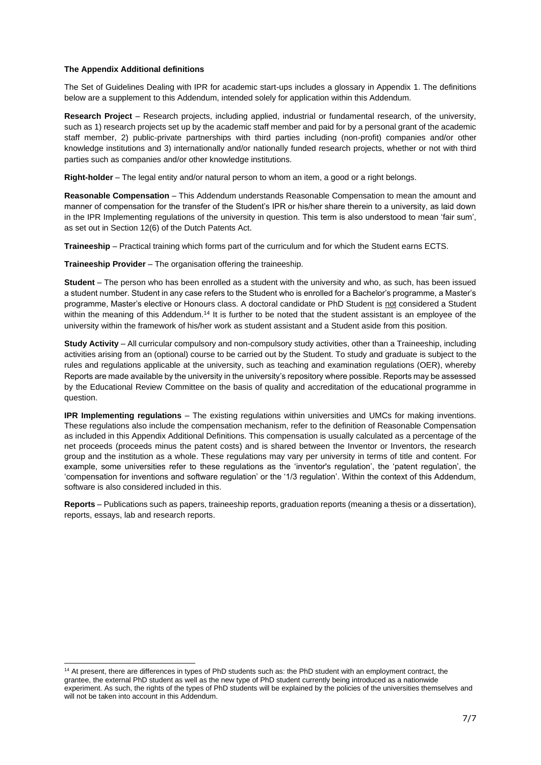**The Appendix Additional definitions**

The Set of Guidelines Dealing with IPR for academic start-ups includes a glossary in Appendix 1. The definitions below are a supplement to this Addendum, intended solely for application within this Addendum.

**Research Project** – Research projects, including applied, industrial or fundamental research, of the university, such as 1) research projects set up by the academic staff member and paid for by a personal grant of the academic staff member, 2) public-private partnerships with third parties including (non-profit) companies and/or other knowledge institutions and 3) internationally and/or nationally funded research projects, whether or not with third parties such as companies and/or other knowledge institutions.

**Right-holder** – The legal entity and/or natural person to whom an item, a good or a right belongs.

**Reasonable Compensation** – This Addendum understands Reasonable Compensation to mean the amount and manner of compensation for the transfer of the Student's IPR or his/her share therein to a university, as laid down in the IPR Implementing regulations of the university in question. This term is also understood to mean 'fair sum', as set out in Section 12(6) of the Dutch Patents Act.

**Traineeship** – Practical training which forms part of the curriculum and for which the Student earns ECTS.

**Traineeship Provider** – The organisation offering the traineeship.

**Student** – The person who has been enrolled as a student with the university and who, as such, has been issued a student number. Student in any case refers to the Student who is enrolled for a Bachelor's programme, a Master's programme, Master's elective or Honours class. A doctoral candidate or PhD Student is not considered a Student within the meaning of this Addendum.[14] It is further to be noted that the student assistant is an employee of the university within the framework of his/her work as student assistant and a Student aside from this position.

**Study Activity** – All curricular compulsory and non-compulsory study activities, other than a Traineeship, including activities arising from an (optional) course to be carried out by the Student. To study and graduate is subject to the rules and regulations applicable at the university, such as teaching and examination regulations (OER), whereby Reports are made available by the university in the university's repository where possible. Reports may be assessed by the Educational Review Committee on the basis of quality and accreditation of the educational programme in question.

**IPR Implementing regulations** – The existing regulations within universities and UMCs for making inventions. These regulations also include the compensation mechanism, refer to the definition of Reasonable Compensation as included in this Appendix Additional Definitions. This compensation is usually calculated as a percentage of the net proceeds (proceeds minus the patent costs) and is shared between the Inventor or Inventors, the research group and the institution as a whole. These regulations may vary per university in terms of title and content. For example, some universities refer to these regulations as the 'inventor's regulation', the 'patent regulation', the 'compensation for inventions and software regulation' or the '1/3 regulation'. Within the context of this Addendum, software is also considered included in this.

**Reports** – Publications such as papers, traineeship reports, graduation reports (meaning a thesis or a dissertation), reports, essays, lab and research reports.

[14] At present, there are differences in types of PhD students such as: the PhD student with an employment contract, the grantee, the external PhD student as well as the new type of PhD student currently being introduced as a nationwide experiment. As such, the rights of the types of PhD students will be explained by the policies of the universities themselves and will not be taken into account in this Addendum.